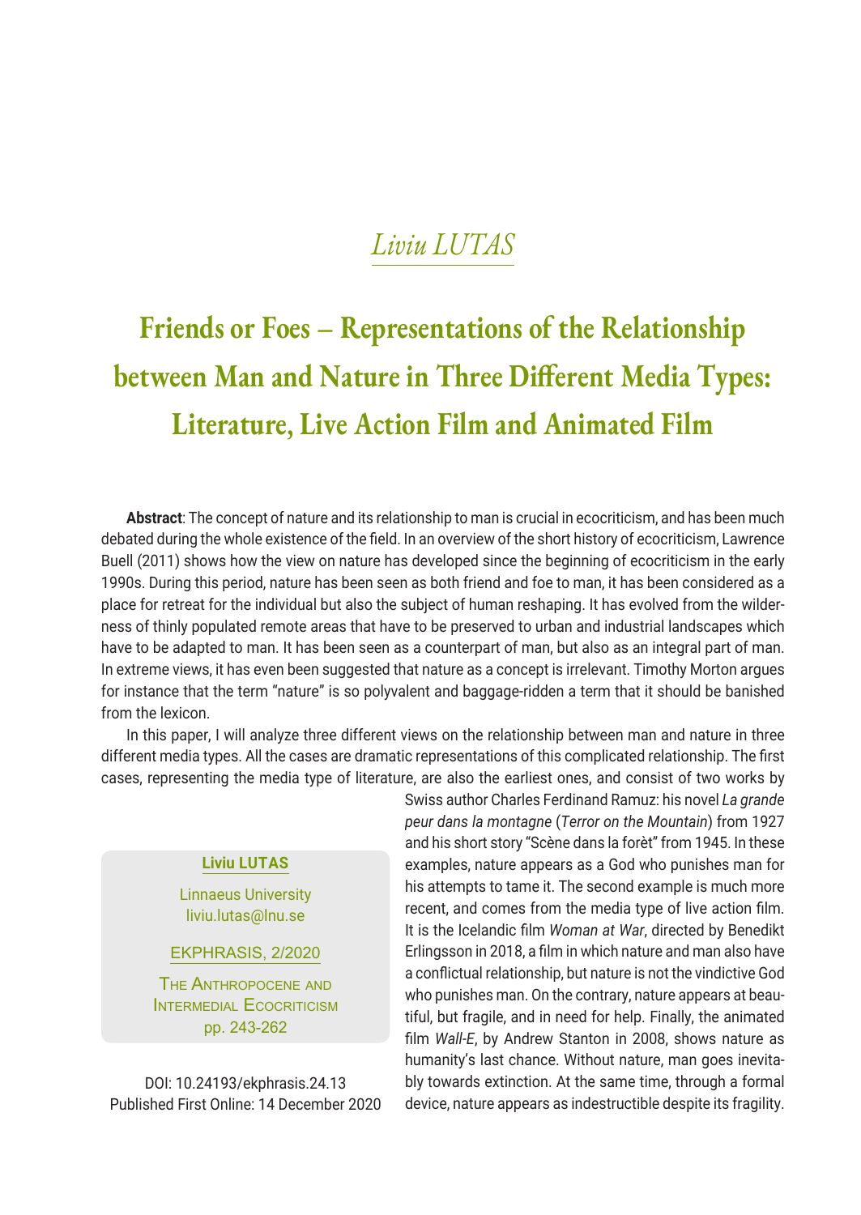*Liviu LUTAS*

# Friends or Foes – Representations of the Relationship between Man and Nature in Three Different Media Types: Literature, Live Action Film and Animated Film

**Abstract**: The concept of nature and its relationship to man is crucial in ecocriticism, and has been much debated during the whole existence of the field. In an overview of the short history of ecocriticism, Lawrence Buell (2011) shows how the view on nature has developed since the beginning of ecocriticism in the early 1990s. During this period, nature has been seen as both friend and foe to man, it has been considered as a place for retreat for the individual but also the subject of human reshaping. It has evolved from the wilderness of thinly populated remote areas that have to be preserved to urban and industrial landscapes which have to be adapted to man. It has been seen as a counterpart of man, but also as an integral part of man. In extreme views, it has even been suggested that nature as a concept is irrelevant. Timothy Morton argues for instance that the term "nature" is so polyvalent and baggage-ridden a term that it should be banished from the lexicon.

In this paper, I will analyze three different views on the relationship between man and nature in three different media types. All the cases are dramatic representations of this complicated relationship. The first cases, representing the media type of literature, are also the earliest ones, and consist of two works by Swiss author Charles Ferdinand Ramuz: his novel *La grande peur dans la montagne* (*Terror on the Mountain*) from 1927 and his short story "Scène dans la forèt" from 1945. In these examples, nature appears as a God who punishes man for his attempts to tame it. The second example is much more recent, and comes from the media type of live action film. It is the Icelandic film *Woman at War*, directed by Benedikt Erlingsson in 2018, a film in which nature and man also have a conflictual relationship, but nature is not the vindictive God who punishes man. On the contrary, nature appears at beautiful, but fragile, and in need for help. Finally, the animated film *Wall-E*, by Andrew Stanton in 2008, shows nature as humanity's last chance. Without nature, man goes inevitably towards extinction. At the same time, through a formal device, nature appears as indestructible despite its fragility.

**Liviu LUTAS**

Linnaeus University
liviu.lutas@lnu.se

EKPHRASIS, 2/2020

The Anthropocene and Intermedial Ecocriticism
pp. 243-262

DOI: 10.24193/ekphrasis.24.13
Published First Online: 14 December 2020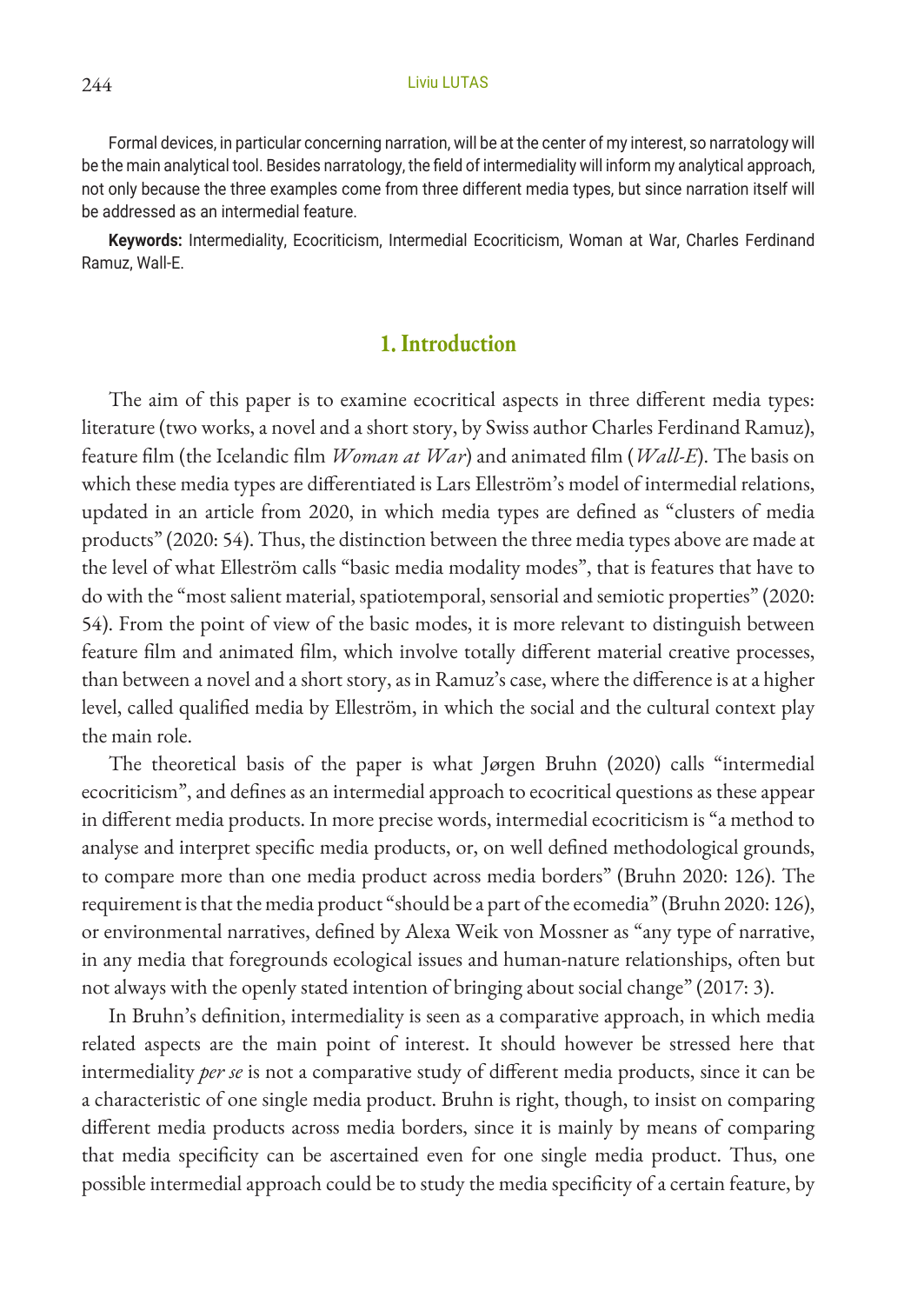Formal devices, in particular concerning narration, will be at the center of my interest, so narratology will be the main analytical tool. Besides narratology, the field of intermediality will inform my analytical approach, not only because the three examples come from three different media types, but since narration itself will be addressed as an intermedial feature.

**Keywords:** Intermediality, Ecocriticism, Intermedial Ecocriticism, Woman at War, Charles Ferdinand Ramuz, Wall-E.

## 1. Introduction

The aim of this paper is to examine ecocritical aspects in three different media types: literature (two works, a novel and a short story, by Swiss author Charles Ferdinand Ramuz), feature film (the Icelandic film *Woman at War*) and animated film (*Wall-E*). The basis on which these media types are differentiated is Lars Elleström's model of intermedial relations, updated in an article from 2020, in which media types are defined as "clusters of media products" (2020: 54). Thus, the distinction between the three media types above are made at the level of what Elleström calls "basic media modality modes", that is features that have to do with the "most salient material, spatiotemporal, sensorial and semiotic properties" (2020: 54). From the point of view of the basic modes, it is more relevant to distinguish between feature film and animated film, which involve totally different material creative processes, than between a novel and a short story, as in Ramuz's case, where the difference is at a higher level, called qualified media by Elleström, in which the social and the cultural context play the main role.

The theoretical basis of the paper is what Jørgen Bruhn (2020) calls "intermedial ecocriticism", and defines as an intermedial approach to ecocritical questions as these appear in different media products. In more precise words, intermedial ecocriticism is "a method to analyse and interpret specific media products, or, on well defined methodological grounds, to compare more than one media product across media borders" (Bruhn 2020: 126). The requirement is that the media product "should be a part of the ecomedia" (Bruhn 2020: 126), or environmental narratives, defined by Alexa Weik von Mossner as "any type of narrative, in any media that foregrounds ecological issues and human-nature relationships, often but not always with the openly stated intention of bringing about social change" (2017: 3).

In Bruhn's definition, intermediality is seen as a comparative approach, in which media related aspects are the main point of interest. It should however be stressed here that intermediality *per se* is not a comparative study of different media products, since it can be a characteristic of one single media product. Bruhn is right, though, to insist on comparing different media products across media borders, since it is mainly by means of comparing that media specificity can be ascertained even for one single media product. Thus, one possible intermedial approach could be to study the media specificity of a certain feature, by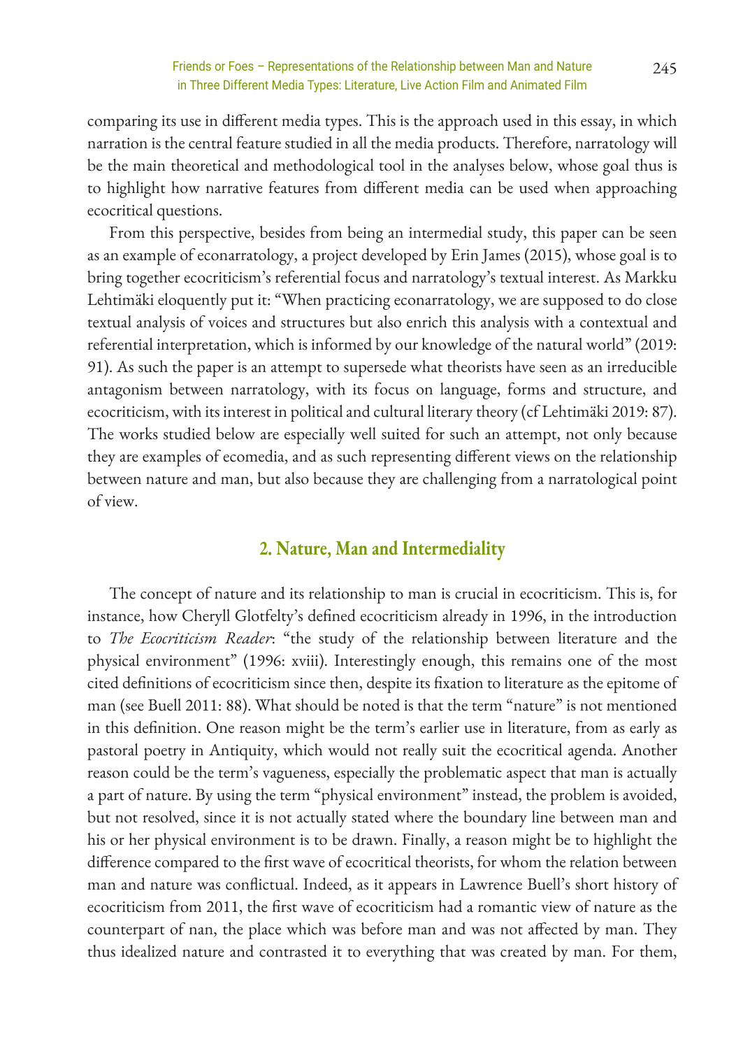comparing its use in different media types. This is the approach used in this essay, in which narration is the central feature studied in all the media products. Therefore, narratology will be the main theoretical and methodological tool in the analyses below, whose goal thus is to highlight how narrative features from different media can be used when approaching ecocritical questions.

From this perspective, besides from being an intermedial study, this paper can be seen as an example of econarratology, a project developed by Erin James (2015), whose goal is to bring together ecocriticism's referential focus and narratology's textual interest. As Markku Lehtimäki eloquently put it: "When practicing econarratology, we are supposed to do close textual analysis of voices and structures but also enrich this analysis with a contextual and referential interpretation, which is informed by our knowledge of the natural world" (2019: 91). As such the paper is an attempt to supersede what theorists have seen as an irreducible antagonism between narratology, with its focus on language, forms and structure, and ecocriticism, with its interest in political and cultural literary theory (cf Lehtimäki 2019: 87). The works studied below are especially well suited for such an attempt, not only because they are examples of ecomedia, and as such representing different views on the relationship between nature and man, but also because they are challenging from a narratological point of view.

## 2. Nature, Man and Intermediality

The concept of nature and its relationship to man is crucial in ecocriticism. This is, for instance, how Cheryll Glotfelty's defined ecocriticism already in 1996, in the introduction to *The Ecocriticism Reader*: "the study of the relationship between literature and the physical environment" (1996: xviii). Interestingly enough, this remains one of the most cited definitions of ecocriticism since then, despite its fixation to literature as the epitome of man (see Buell 2011: 88). What should be noted is that the term "nature" is not mentioned in this definition. One reason might be the term's earlier use in literature, from as early as pastoral poetry in Antiquity, which would not really suit the ecocritical agenda. Another reason could be the term's vagueness, especially the problematic aspect that man is actually a part of nature. By using the term "physical environment" instead, the problem is avoided, but not resolved, since it is not actually stated where the boundary line between man and his or her physical environment is to be drawn. Finally, a reason might be to highlight the difference compared to the first wave of ecocritical theorists, for whom the relation between man and nature was conflictual. Indeed, as it appears in Lawrence Buell's short history of ecocriticism from 2011, the first wave of ecocriticism had a romantic view of nature as the counterpart of nan, the place which was before man and was not affected by man. They thus idealized nature and contrasted it to everything that was created by man. For them,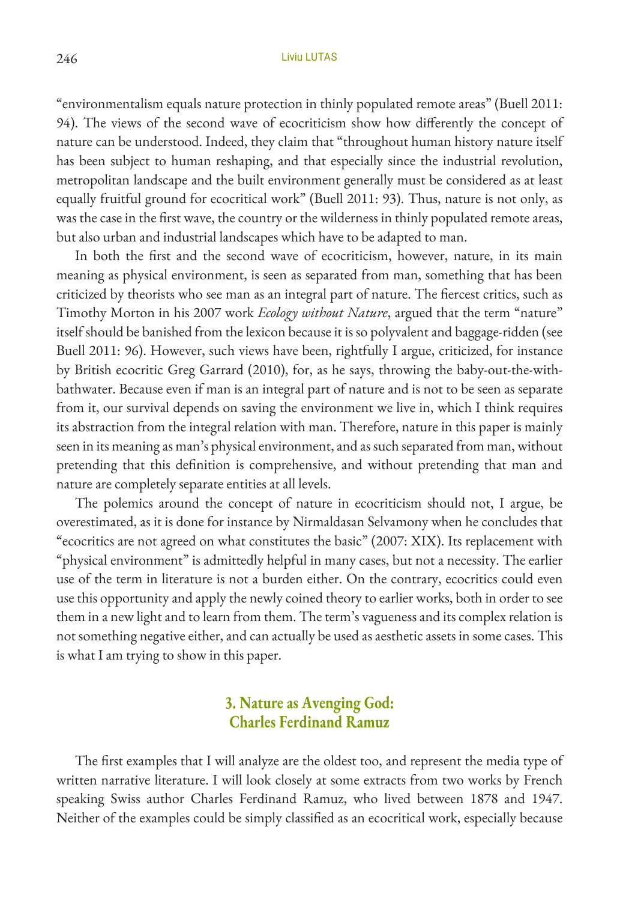"environmentalism equals nature protection in thinly populated remote areas" (Buell 2011: 94). The views of the second wave of ecocriticism show how differently the concept of nature can be understood. Indeed, they claim that "throughout human history nature itself has been subject to human reshaping, and that especially since the industrial revolution, metropolitan landscape and the built environment generally must be considered as at least equally fruitful ground for ecocritical work" (Buell 2011: 93). Thus, nature is not only, as was the case in the first wave, the country or the wilderness in thinly populated remote areas, but also urban and industrial landscapes which have to be adapted to man.

In both the first and the second wave of ecocriticism, however, nature, in its main meaning as physical environment, is seen as separated from man, something that has been criticized by theorists who see man as an integral part of nature. The fiercest critics, such as Timothy Morton in his 2007 work *Ecology without Nature*, argued that the term "nature" itself should be banished from the lexicon because it is so polyvalent and baggage-ridden (see Buell 2011: 96). However, such views have been, rightfully I argue, criticized, for instance by British ecocritic Greg Garrard (2010), for, as he says, throwing the baby-out-the-with-bathwater. Because even if man is an integral part of nature and is not to be seen as separate from it, our survival depends on saving the environment we live in, which I think requires its abstraction from the integral relation with man. Therefore, nature in this paper is mainly seen in its meaning as man's physical environment, and as such separated from man, without pretending that this definition is comprehensive, and without pretending that man and nature are completely separate entities at all levels.

The polemics around the concept of nature in ecocriticism should not, I argue, be overestimated, as it is done for instance by Nirmaldasan Selvamony when he concludes that "ecocritics are not agreed on what constitutes the basic" (2007: XIX). Its replacement with "physical environment" is admittedly helpful in many cases, but not a necessity. The earlier use of the term in literature is not a burden either. On the contrary, ecocritics could even use this opportunity and apply the newly coined theory to earlier works, both in order to see them in a new light and to learn from them. The term's vagueness and its complex relation is not something negative either, and can actually be used as aesthetic assets in some cases. This is what I am trying to show in this paper.

## 3. Nature as Avenging God: Charles Ferdinand Ramuz

The first examples that I will analyze are the oldest too, and represent the media type of written narrative literature. I will look closely at some extracts from two works by French speaking Swiss author Charles Ferdinand Ramuz, who lived between 1878 and 1947. Neither of the examples could be simply classified as an ecocritical work, especially because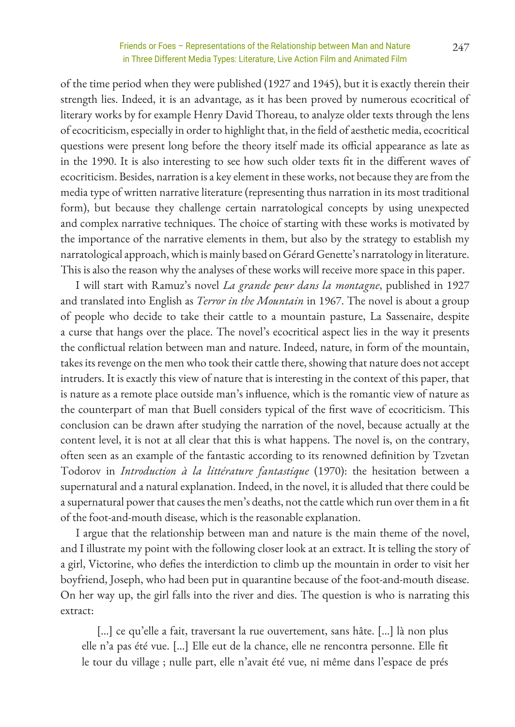of the time period when they were published (1927 and 1945), but it is exactly therein their strength lies. Indeed, it is an advantage, as it has been proved by numerous ecocritical of literary works by for example Henry David Thoreau, to analyze older texts through the lens of ecocriticism, especially in order to highlight that, in the field of aesthetic media, ecocritical questions were present long before the theory itself made its official appearance as late as in the 1990. It is also interesting to see how such older texts fit in the different waves of ecocriticism. Besides, narration is a key element in these works, not because they are from the media type of written narrative literature (representing thus narration in its most traditional form), but because they challenge certain narratological concepts by using unexpected and complex narrative techniques. The choice of starting with these works is motivated by the importance of the narrative elements in them, but also by the strategy to establish my narratological approach, which is mainly based on Gérard Genette's narratology in literature. This is also the reason why the analyses of these works will receive more space in this paper.

I will start with Ramuz's novel *La grande peur dans la montagne*, published in 1927 and translated into English as *Terror in the Mountain* in 1967. The novel is about a group of people who decide to take their cattle to a mountain pasture, La Sassenaire, despite a curse that hangs over the place. The novel's ecocritical aspect lies in the way it presents the conflictual relation between man and nature. Indeed, nature, in form of the mountain, takes its revenge on the men who took their cattle there, showing that nature does not accept intruders. It is exactly this view of nature that is interesting in the context of this paper, that is nature as a remote place outside man's influence, which is the romantic view of nature as the counterpart of man that Buell considers typical of the first wave of ecocriticism. This conclusion can be drawn after studying the narration of the novel, because actually at the content level, it is not at all clear that this is what happens. The novel is, on the contrary, often seen as an example of the fantastic according to its renowned definition by Tzvetan Todorov in *Introduction à la littérature fantastique* (1970): the hesitation between a supernatural and a natural explanation. Indeed, in the novel, it is alluded that there could be a supernatural power that causes the men's deaths, not the cattle which run over them in a fit of the foot-and-mouth disease, which is the reasonable explanation.

I argue that the relationship between man and nature is the main theme of the novel, and I illustrate my point with the following closer look at an extract. It is telling the story of a girl, Victorine, who defies the interdiction to climb up the mountain in order to visit her boyfriend, Joseph, who had been put in quarantine because of the foot-and-mouth disease. On her way up, the girl falls into the river and dies. The question is who is narrating this extract:

> [...] ce qu'elle a fait, traversant la rue ouvertement, sans hâte. [...] là non plus elle n'a pas été vue. [...] Elle eut de la chance, elle ne rencontra personne. Elle fit le tour du village ; nulle part, elle n'avait été vue, ni même dans l'espace de prés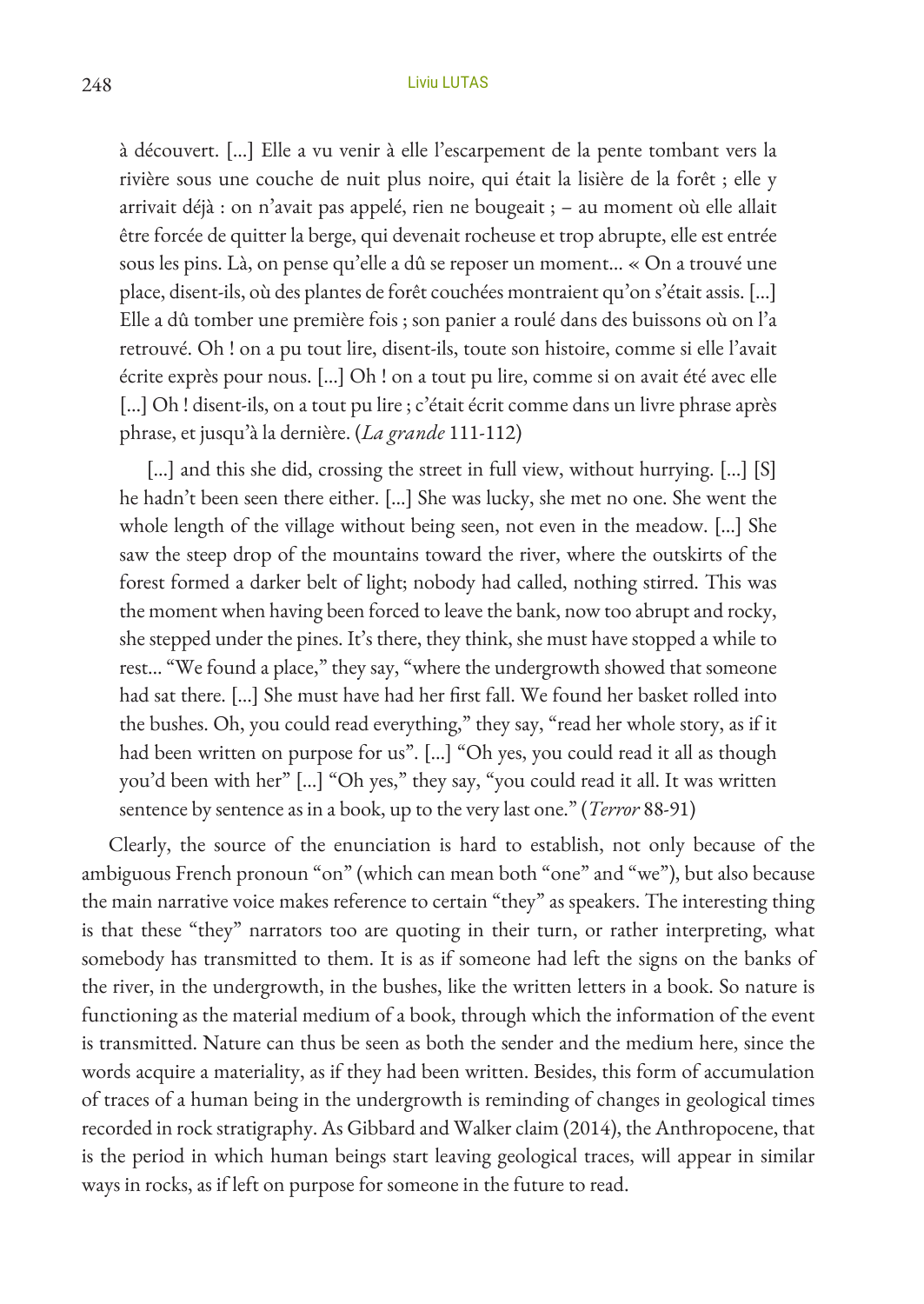à découvert. [...] Elle a vu venir à elle l'escarpement de la pente tombant vers la rivière sous une couche de nuit plus noire, qui était la lisière de la forêt ; elle y arrivait déjà : on n'avait pas appelé, rien ne bougeait ; – au moment où elle allait être forcée de quitter la berge, qui devenait rocheuse et trop abrupte, elle est entrée sous les pins. Là, on pense qu'elle a dû se reposer un moment... « On a trouvé une place, disent-ils, où des plantes de forêt couchées montraient qu'on s'était assis. [...] Elle a dû tomber une première fois ; son panier a roulé dans des buissons où on l'a retrouvé. Oh ! on a pu tout lire, disent-ils, toute son histoire, comme si elle l'avait écrite exprès pour nous. [...] Oh ! on a tout pu lire, comme si on avait été avec elle [...] Oh ! disent-ils, on a tout pu lire ; c'était écrit comme dans un livre phrase après phrase, et jusqu'à la dernière. (*La grande* 111-112)

> [...] and this she did, crossing the street in full view, without hurrying. [...] [S]he hadn't been seen there either. [...] She was lucky, she met no one. She went the whole length of the village without being seen, not even in the meadow. [...] She saw the steep drop of the mountains toward the river, where the outskirts of the forest formed a darker belt of light; nobody had called, nothing stirred. This was the moment when having been forced to leave the bank, now too abrupt and rocky, she stepped under the pines. It's there, they think, she must have stopped a while to rest... "We found a place," they say, "where the undergrowth showed that someone had sat there. [...] She must have had her first fall. We found her basket rolled into the bushes. Oh, you could read everything," they say, "read her whole story, as if it had been written on purpose for us". [...] "Oh yes, you could read it all as though you'd been with her" [...] "Oh yes," they say, "you could read it all. It was written sentence by sentence as in a book, up to the very last one." (*Terror* 88-91)

Clearly, the source of the enunciation is hard to establish, not only because of the ambiguous French pronoun "on" (which can mean both "one" and "we"), but also because the main narrative voice makes reference to certain "they" as speakers. The interesting thing is that these "they" narrators too are quoting in their turn, or rather interpreting, what somebody has transmitted to them. It is as if someone had left the signs on the banks of the river, in the undergrowth, in the bushes, like the written letters in a book. So nature is functioning as the material medium of a book, through which the information of the event is transmitted. Nature can thus be seen as both the sender and the medium here, since the words acquire a materiality, as if they had been written. Besides, this form of accumulation of traces of a human being in the undergrowth is reminding of changes in geological times recorded in rock stratigraphy. As Gibbard and Walker claim (2014), the Anthropocene, that is the period in which human beings start leaving geological traces, will appear in similar ways in rocks, as if left on purpose for someone in the future to read.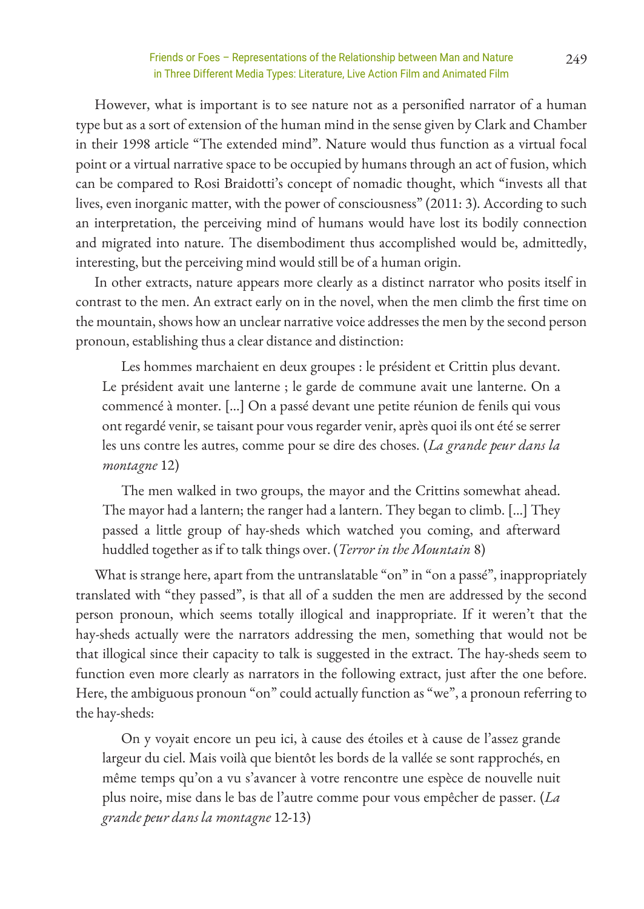However, what is important is to see nature not as a personified narrator of a human type but as a sort of extension of the human mind in the sense given by Clark and Chamber in their 1998 article "The extended mind". Nature would thus function as a virtual focal point or a virtual narrative space to be occupied by humans through an act of fusion, which can be compared to Rosi Braidotti's concept of nomadic thought, which "invests all that lives, even inorganic matter, with the power of consciousness" (2011: 3). According to such an interpretation, the perceiving mind of humans would have lost its bodily connection and migrated into nature. The disembodiment thus accomplished would be, admittedly, interesting, but the perceiving mind would still be of a human origin.

In other extracts, nature appears more clearly as a distinct narrator who posits itself in contrast to the men. An extract early on in the novel, when the men climb the first time on the mountain, shows how an unclear narrative voice addresses the men by the second person pronoun, establishing thus a clear distance and distinction:

> Les hommes marchaient en deux groupes : le président et Crittin plus devant. Le président avait une lanterne ; le garde de commune avait une lanterne. On a commencé à monter. [...] On a passé devant une petite réunion de fenils qui vous ont regardé venir, se taisant pour vous regarder venir, après quoi ils ont été se serrer les uns contre les autres, comme pour se dire des choses. (*La grande peur dans la montagne* 12)

> The men walked in two groups, the mayor and the Crittins somewhat ahead. The mayor had a lantern; the ranger had a lantern. They began to climb. [...] They passed a little group of hay-sheds which watched you coming, and afterward huddled together as if to talk things over. (*Terror in the Mountain* 8)

What is strange here, apart from the untranslatable "on" in "on a passé", inappropriately translated with "they passed", is that all of a sudden the men are addressed by the second person pronoun, which seems totally illogical and inappropriate. If it weren't that the hay-sheds actually were the narrators addressing the men, something that would not be that illogical since their capacity to talk is suggested in the extract. The hay-sheds seem to function even more clearly as narrators in the following extract, just after the one before. Here, the ambiguous pronoun "on" could actually function as "we", a pronoun referring to the hay-sheds:

> On y voyait encore un peu ici, à cause des étoiles et à cause de l'assez grande largeur du ciel. Mais voilà que bientôt les bords de la vallée se sont rapprochés, en même temps qu'on a vu s'avancer à votre rencontre une espèce de nouvelle nuit plus noire, mise dans le bas de l'autre comme pour vous empêcher de passer. (*La grande peur dans la montagne* 12-13)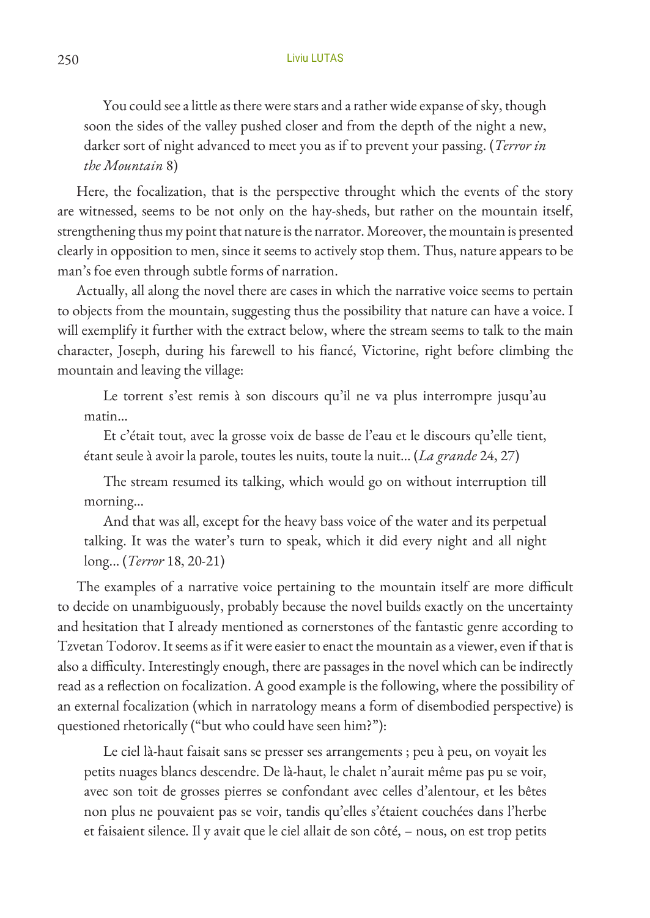> You could see a little as there were stars and a rather wide expanse of sky, though soon the sides of the valley pushed closer and from the depth of the night a new, darker sort of night advanced to meet you as if to prevent your passing. (*Terror in the Mountain* 8)

Here, the focalization, that is the perspective throught which the events of the story are witnessed, seems to be not only on the hay-sheds, but rather on the mountain itself, strengthening thus my point that nature is the narrator. Moreover, the mountain is presented clearly in opposition to men, since it seems to actively stop them. Thus, nature appears to be man's foe even through subtle forms of narration.

Actually, all along the novel there are cases in which the narrative voice seems to pertain to objects from the mountain, suggesting thus the possibility that nature can have a voice. I will exemplify it further with the extract below, where the stream seems to talk to the main character, Joseph, during his farewell to his fiancé, Victorine, right before climbing the mountain and leaving the village:

> Le torrent s'est remis à son discours qu'il ne va plus interrompre jusqu'au matin...
>
> Et c'était tout, avec la grosse voix de basse de l'eau et le discours qu'elle tient, étant seule à avoir la parole, toutes les nuits, toute la nuit... (*La grande* 24, 27)

> The stream resumed its talking, which would go on without interruption till morning...
>
> And that was all, except for the heavy bass voice of the water and its perpetual talking. It was the water's turn to speak, which it did every night and all night long... (*Terror* 18, 20-21)

The examples of a narrative voice pertaining to the mountain itself are more difficult to decide on unambiguously, probably because the novel builds exactly on the uncertainty and hesitation that I already mentioned as cornerstones of the fantastic genre according to Tzvetan Todorov. It seems as if it were easier to enact the mountain as a viewer, even if that is also a difficulty. Interestingly enough, there are passages in the novel which can be indirectly read as a reflection on focalization. A good example is the following, where the possibility of an external focalization (which in narratology means a form of disembodied perspective) is questioned rhetorically ("but who could have seen him?"):

> Le ciel là-haut faisait sans se presser ses arrangements ; peu à peu, on voyait les petits nuages blancs descendre. De là-haut, le chalet n'aurait même pas pu se voir, avec son toit de grosses pierres se confondant avec celles d'alentour, et les bêtes non plus ne pouvaient pas se voir, tandis qu'elles s'étaient couchées dans l'herbe et faisaient silence. Il y avait que le ciel allait de son côté, – nous, on est trop petits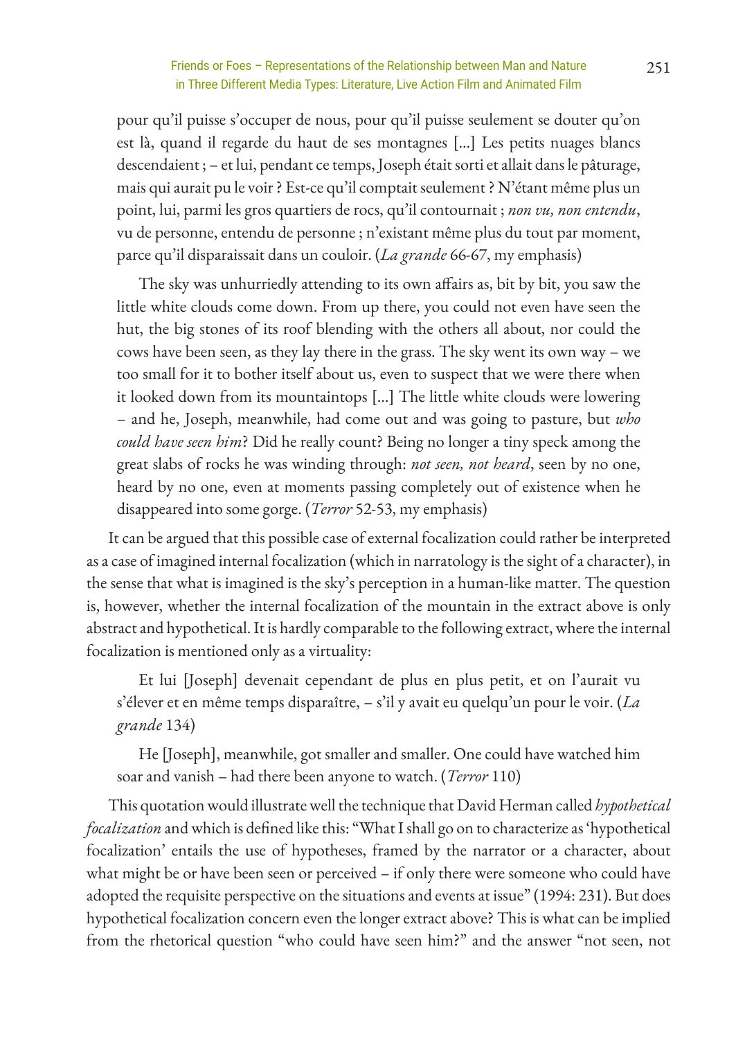pour qu'il puisse s'occuper de nous, pour qu'il puisse seulement se douter qu'on est là, quand il regarde du haut de ses montagnes [...] Les petits nuages blancs descendaient ; – et lui, pendant ce temps, Joseph était sorti et allait dans le pâturage, mais qui aurait pu le voir ? Est-ce qu'il comptait seulement ? N'étant même plus un point, lui, parmi les gros quartiers de rocs, qu'il contournait ; *non vu, non entendu*, vu de personne, entendu de personne ; n'existant même plus du tout par moment, parce qu'il disparaissait dans un couloir. (*La grande* 66-67, my emphasis)

> The sky was unhurriedly attending to its own affairs as, bit by bit, you saw the little white clouds come down. From up there, you could not even have seen the hut, the big stones of its roof blending with the others all about, nor could the cows have been seen, as they lay there in the grass. The sky went its own way – we too small for it to bother itself about us, even to suspect that we were there when it looked down from its mountaintops [...] The little white clouds were lowering – and he, Joseph, meanwhile, had come out and was going to pasture, but *who could have seen him*? Did he really count? Being no longer a tiny speck among the great slabs of rocks he was winding through: *not seen, not heard*, seen by no one, heard by no one, even at moments passing completely out of existence when he disappeared into some gorge. (*Terror* 52-53, my emphasis)

It can be argued that this possible case of external focalization could rather be interpreted as a case of imagined internal focalization (which in narratology is the sight of a character), in the sense that what is imagined is the sky's perception in a human-like matter. The question is, however, whether the internal focalization of the mountain in the extract above is only abstract and hypothetical. It is hardly comparable to the following extract, where the internal focalization is mentioned only as a virtuality:

> Et lui [Joseph] devenait cependant de plus en plus petit, et on l'aurait vu s'élever et en même temps disparaître, – s'il y avait eu quelqu'un pour le voir. (*La grande* 134)

> He [Joseph], meanwhile, got smaller and smaller. One could have watched him soar and vanish – had there been anyone to watch. (*Terror* 110)

This quotation would illustrate well the technique that David Herman called *hypothetical focalization* and which is defined like this: "What I shall go on to characterize as 'hypothetical focalization' entails the use of hypotheses, framed by the narrator or a character, about what might be or have been seen or perceived – if only there were someone who could have adopted the requisite perspective on the situations and events at issue" (1994: 231). But does hypothetical focalization concern even the longer extract above? This is what can be implied from the rhetorical question "who could have seen him?" and the answer "not seen, not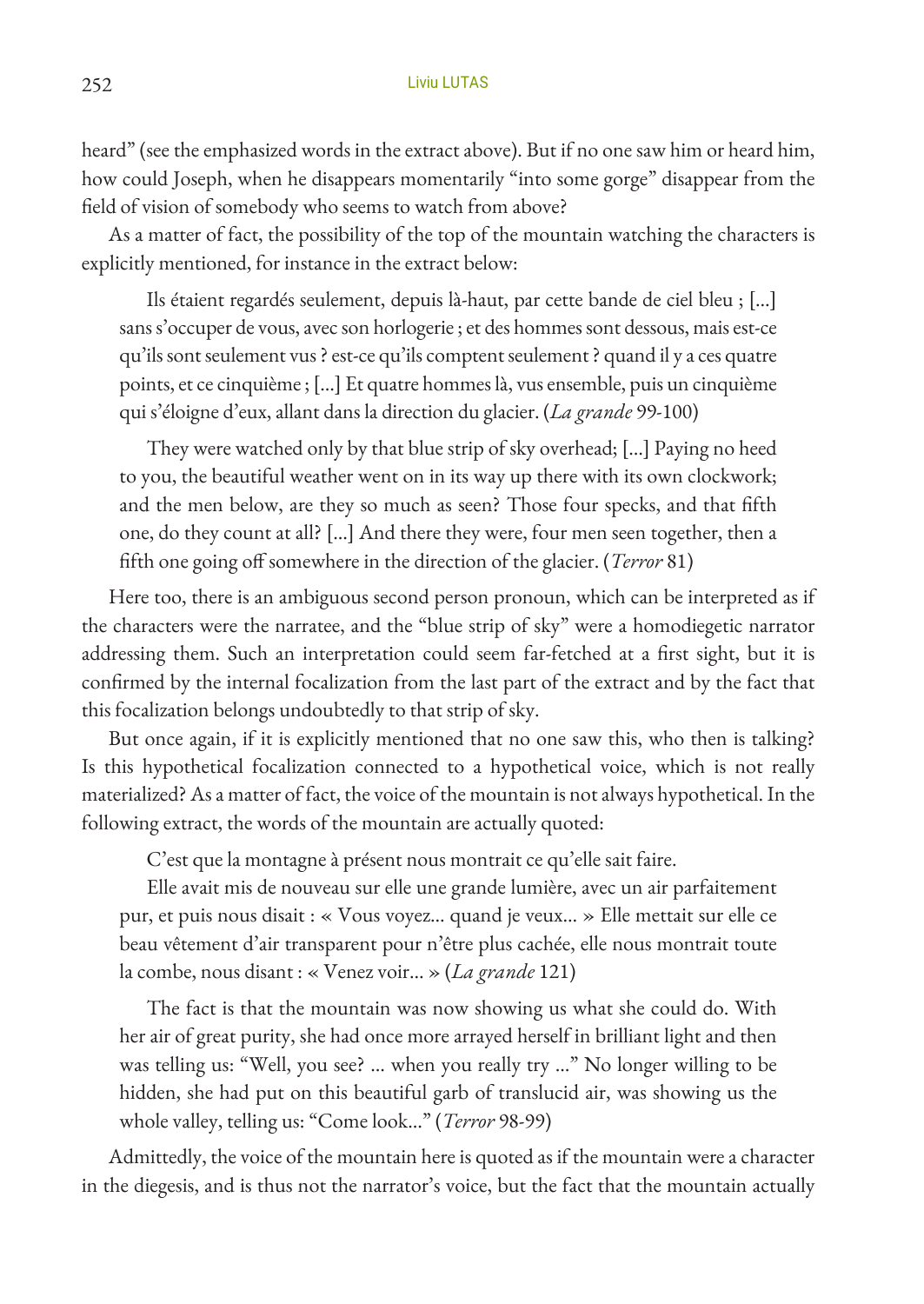heard" (see the emphasized words in the extract above). But if no one saw him or heard him, how could Joseph, when he disappears momentarily "into some gorge" disappear from the field of vision of somebody who seems to watch from above?

As a matter of fact, the possibility of the top of the mountain watching the characters is explicitly mentioned, for instance in the extract below:

> Ils étaient regardés seulement, depuis là-haut, par cette bande de ciel bleu ; [...] sans s'occuper de vous, avec son horlogerie ; et des hommes sont dessous, mais est-ce qu'ils sont seulement vus ? est-ce qu'ils comptent seulement ? quand il y a ces quatre points, et ce cinquième ; [...] Et quatre hommes là, vus ensemble, puis un cinquième qui s'éloigne d'eux, allant dans la direction du glacier. (*La grande* 99-100)

> They were watched only by that blue strip of sky overhead; [...] Paying no heed to you, the beautiful weather went on in its way up there with its own clockwork; and the men below, are they so much as seen? Those four specks, and that fifth one, do they count at all? [...] And there they were, four men seen together, then a fifth one going off somewhere in the direction of the glacier. (*Terror* 81)

Here too, there is an ambiguous second person pronoun, which can be interpreted as if the characters were the narratee, and the "blue strip of sky" were a homodiegetic narrator addressing them. Such an interpretation could seem far-fetched at a first sight, but it is confirmed by the internal focalization from the last part of the extract and by the fact that this focalization belongs undoubtedly to that strip of sky.

But once again, if it is explicitly mentioned that no one saw this, who then is talking? Is this hypothetical focalization connected to a hypothetical voice, which is not really materialized? As a matter of fact, the voice of the mountain is not always hypothetical. In the following extract, the words of the mountain are actually quoted:

> C'est que la montagne à présent nous montrait ce qu'elle sait faire.
>
> Elle avait mis de nouveau sur elle une grande lumière, avec un air parfaitement pur, et puis nous disait : « Vous voyez... quand je veux... » Elle mettait sur elle ce beau vêtement d'air transparent pour n'être plus cachée, elle nous montrait toute la combe, nous disant : « Venez voir... » (*La grande* 121)

> The fact is that the mountain was now showing us what she could do. With her air of great purity, she had once more arrayed herself in brilliant light and then was telling us: "Well, you see? ... when you really try ..." No longer willing to be hidden, she had put on this beautiful garb of translucid air, was showing us the whole valley, telling us: "Come look..." (*Terror* 98-99)

Admittedly, the voice of the mountain here is quoted as if the mountain were a character in the diegesis, and is thus not the narrator's voice, but the fact that the mountain actually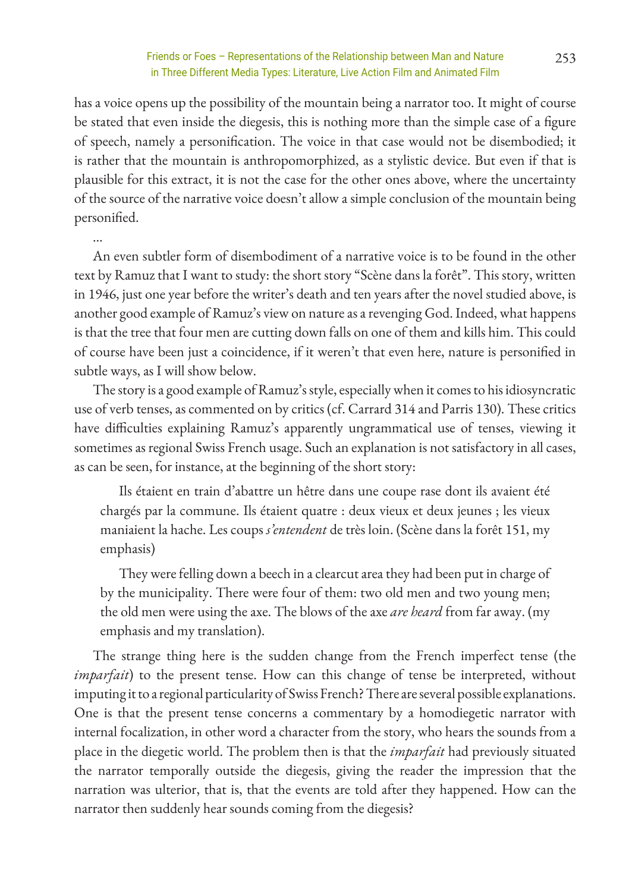has a voice opens up the possibility of the mountain being a narrator too. It might of course be stated that even inside the diegesis, this is nothing more than the simple case of a figure of speech, namely a personification. The voice in that case would not be disembodied; it is rather that the mountain is anthropomorphized, as a stylistic device. But even if that is plausible for this extract, it is not the case for the other ones above, where the uncertainty of the source of the narrative voice doesn't allow a simple conclusion of the mountain being personified.

…

An even subtler form of disembodiment of a narrative voice is to be found in the other text by Ramuz that I want to study: the short story "Scène dans la forêt". This story, written in 1946, just one year before the writer's death and ten years after the novel studied above, is another good example of Ramuz's view on nature as a revenging God. Indeed, what happens is that the tree that four men are cutting down falls on one of them and kills him. This could of course have been just a coincidence, if it weren't that even here, nature is personified in subtle ways, as I will show below.

The story is a good example of Ramuz's style, especially when it comes to his idiosyncratic use of verb tenses, as commented on by critics (cf. Carrard 314 and Parris 130). These critics have difficulties explaining Ramuz's apparently ungrammatical use of tenses, viewing it sometimes as regional Swiss French usage. Such an explanation is not satisfactory in all cases, as can be seen, for instance, at the beginning of the short story:

> Ils étaient en train d'abattre un hêtre dans une coupe rase dont ils avaient été chargés par la commune. Ils étaient quatre : deux vieux et deux jeunes ; les vieux maniaient la hache. Les coups *s'entendent* de très loin. (Scène dans la forêt 151, my emphasis)

> They were felling down a beech in a clearcut area they had been put in charge of by the municipality. There were four of them: two old men and two young men; the old men were using the axe. The blows of the axe *are heard* from far away. (my emphasis and my translation).

The strange thing here is the sudden change from the French imperfect tense (the *imparfait*) to the present tense. How can this change of tense be interpreted, without imputing it to a regional particularity of Swiss French? There are several possible explanations. One is that the present tense concerns a commentary by a homodiegetic narrator with internal focalization, in other word a character from the story, who hears the sounds from a place in the diegetic world. The problem then is that the *imparfait* had previously situated the narrator temporally outside the diegesis, giving the reader the impression that the narration was ulterior, that is, that the events are told after they happened. How can the narrator then suddenly hear sounds coming from the diegesis?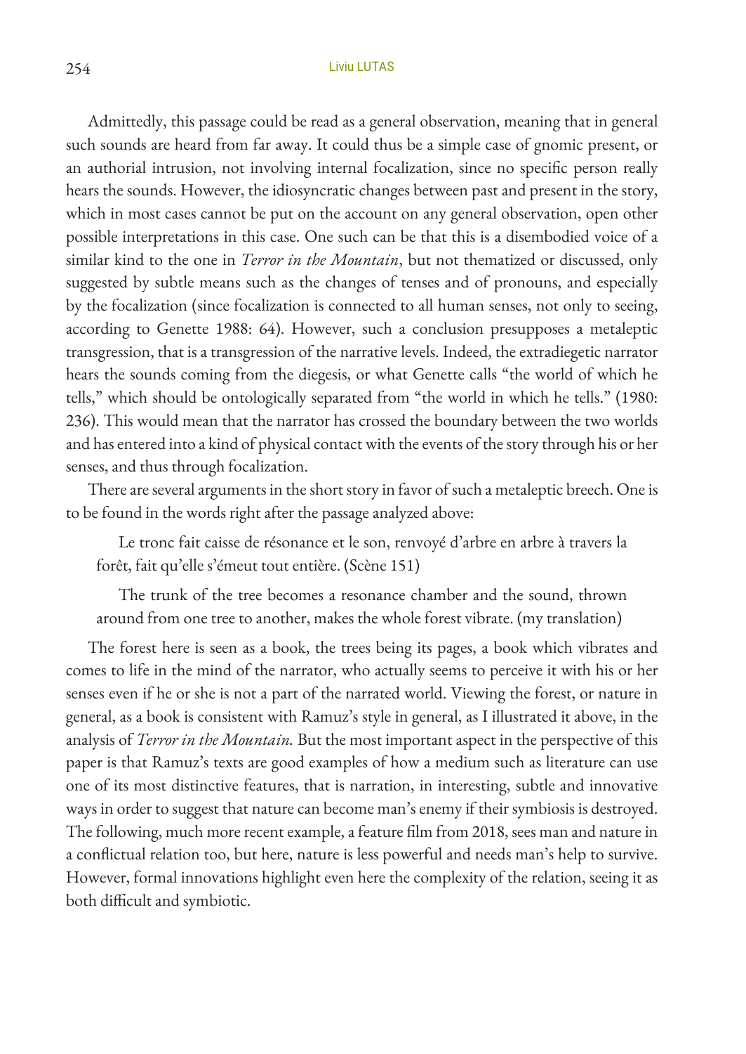Admittedly, this passage could be read as a general observation, meaning that in general such sounds are heard from far away. It could thus be a simple case of gnomic present, or an authorial intrusion, not involving internal focalization, since no specific person really hears the sounds. However, the idiosyncratic changes between past and present in the story, which in most cases cannot be put on the account on any general observation, open other possible interpretations in this case. One such can be that this is a disembodied voice of a similar kind to the one in *Terror in the Mountain*, but not thematized or discussed, only suggested by subtle means such as the changes of tenses and of pronouns, and especially by the focalization (since focalization is connected to all human senses, not only to seeing, according to Genette 1988: 64). However, such a conclusion presupposes a metaleptic transgression, that is a transgression of the narrative levels. Indeed, the extradiegetic narrator hears the sounds coming from the diegesis, or what Genette calls "the world of which he tells," which should be ontologically separated from "the world in which he tells." (1980: 236). This would mean that the narrator has crossed the boundary between the two worlds and has entered into a kind of physical contact with the events of the story through his or her senses, and thus through focalization.

There are several arguments in the short story in favor of such a metaleptic breech. One is to be found in the words right after the passage analyzed above:

> Le tronc fait caisse de résonance et le son, renvoyé d'arbre en arbre à travers la forêt, fait qu'elle s'émeut tout entière. (Scène 151)
>
> The trunk of the tree becomes a resonance chamber and the sound, thrown around from one tree to another, makes the whole forest vibrate. (my translation)

The forest here is seen as a book, the trees being its pages, a book which vibrates and comes to life in the mind of the narrator, who actually seems to perceive it with his or her senses even if he or she is not a part of the narrated world. Viewing the forest, or nature in general, as a book is consistent with Ramuz's style in general, as I illustrated it above, in the analysis of *Terror in the Mountain.* But the most important aspect in the perspective of this paper is that Ramuz's texts are good examples of how a medium such as literature can use one of its most distinctive features, that is narration, in interesting, subtle and innovative ways in order to suggest that nature can become man's enemy if their symbiosis is destroyed. The following, much more recent example, a feature film from 2018, sees man and nature in a conflictual relation too, but here, nature is less powerful and needs man's help to survive. However, formal innovations highlight even here the complexity of the relation, seeing it as both difficult and symbiotic.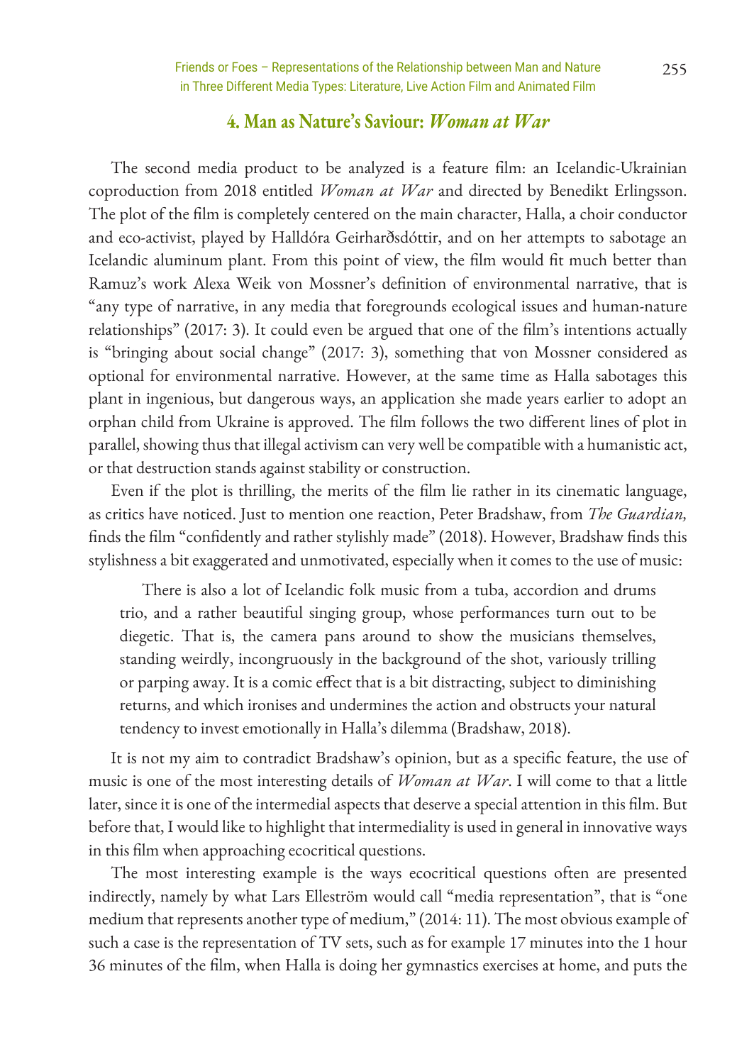## 4. Man as Nature's Saviour: *Woman at War*

The second media product to be analyzed is a feature film: an Icelandic-Ukrainian coproduction from 2018 entitled *Woman at War* and directed by Benedikt Erlingsson. The plot of the film is completely centered on the main character, Halla, a choir conductor and eco-activist, played by Halldóra Geirharðsdóttir, and on her attempts to sabotage an Icelandic aluminum plant. From this point of view, the film would fit much better than Ramuz's work Alexa Weik von Mossner's definition of environmental narrative, that is "any type of narrative, in any media that foregrounds ecological issues and human-nature relationships" (2017: 3). It could even be argued that one of the film's intentions actually is "bringing about social change" (2017: 3), something that von Mossner considered as optional for environmental narrative. However, at the same time as Halla sabotages this plant in ingenious, but dangerous ways, an application she made years earlier to adopt an orphan child from Ukraine is approved. The film follows the two different lines of plot in parallel, showing thus that illegal activism can very well be compatible with a humanistic act, or that destruction stands against stability or construction.

Even if the plot is thrilling, the merits of the film lie rather in its cinematic language, as critics have noticed. Just to mention one reaction, Peter Bradshaw, from *The Guardian,* finds the film "confidently and rather stylishly made" (2018). However, Bradshaw finds this stylishness a bit exaggerated and unmotivated, especially when it comes to the use of music:

> There is also a lot of Icelandic folk music from a tuba, accordion and drums trio, and a rather beautiful singing group, whose performances turn out to be diegetic. That is, the camera pans around to show the musicians themselves, standing weirdly, incongruously in the background of the shot, variously trilling or parping away. It is a comic effect that is a bit distracting, subject to diminishing returns, and which ironises and undermines the action and obstructs your natural tendency to invest emotionally in Halla's dilemma (Bradshaw, 2018).

It is not my aim to contradict Bradshaw's opinion, but as a specific feature, the use of music is one of the most interesting details of *Woman at War*. I will come to that a little later, since it is one of the intermedial aspects that deserve a special attention in this film. But before that, I would like to highlight that intermediality is used in general in innovative ways in this film when approaching ecocritical questions.

The most interesting example is the ways ecocritical questions often are presented indirectly, namely by what Lars Elleström would call "media representation", that is "one medium that represents another type of medium," (2014: 11). The most obvious example of such a case is the representation of TV sets, such as for example 17 minutes into the 1 hour 36 minutes of the film, when Halla is doing her gymnastics exercises at home, and puts the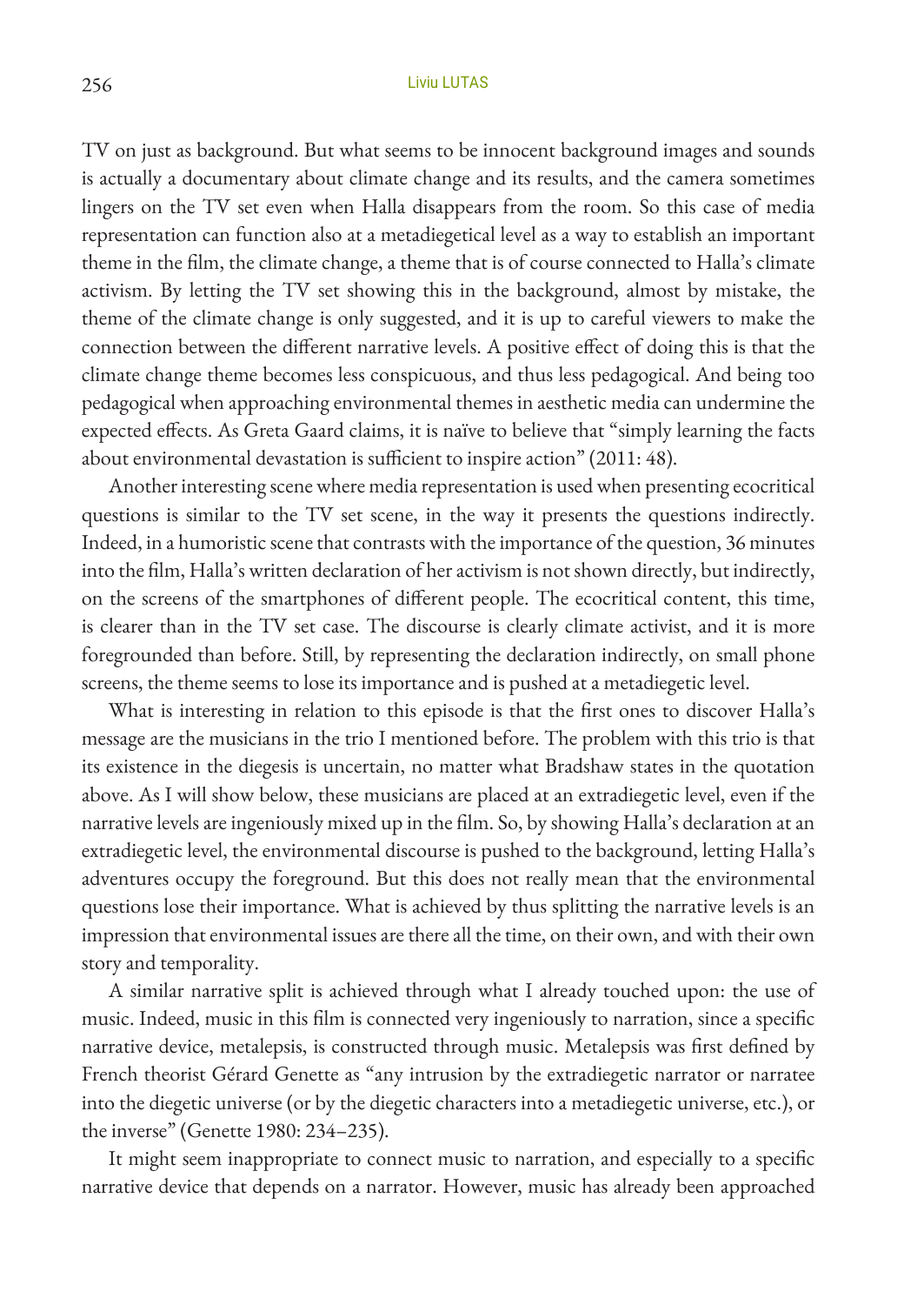TV on just as background. But what seems to be innocent background images and sounds is actually a documentary about climate change and its results, and the camera sometimes lingers on the TV set even when Halla disappears from the room. So this case of media representation can function also at a metadiegetical level as a way to establish an important theme in the film, the climate change, a theme that is of course connected to Halla's climate activism. By letting the TV set showing this in the background, almost by mistake, the theme of the climate change is only suggested, and it is up to careful viewers to make the connection between the different narrative levels. A positive effect of doing this is that the climate change theme becomes less conspicuous, and thus less pedagogical. And being too pedagogical when approaching environmental themes in aesthetic media can undermine the expected effects. As Greta Gaard claims, it is naïve to believe that "simply learning the facts about environmental devastation is sufficient to inspire action" (2011: 48).

Another interesting scene where media representation is used when presenting ecocritical questions is similar to the TV set scene, in the way it presents the questions indirectly. Indeed, in a humoristic scene that contrasts with the importance of the question, 36 minutes into the film, Halla's written declaration of her activism is not shown directly, but indirectly, on the screens of the smartphones of different people. The ecocritical content, this time, is clearer than in the TV set case. The discourse is clearly climate activist, and it is more foregrounded than before. Still, by representing the declaration indirectly, on small phone screens, the theme seems to lose its importance and is pushed at a metadiegetic level.

What is interesting in relation to this episode is that the first ones to discover Halla's message are the musicians in the trio I mentioned before. The problem with this trio is that its existence in the diegesis is uncertain, no matter what Bradshaw states in the quotation above. As I will show below, these musicians are placed at an extradiegetic level, even if the narrative levels are ingeniously mixed up in the film. So, by showing Halla's declaration at an extradiegetic level, the environmental discourse is pushed to the background, letting Halla's adventures occupy the foreground. But this does not really mean that the environmental questions lose their importance. What is achieved by thus splitting the narrative levels is an impression that environmental issues are there all the time, on their own, and with their own story and temporality.

A similar narrative split is achieved through what I already touched upon: the use of music. Indeed, music in this film is connected very ingeniously to narration, since a specific narrative device, metalepsis, is constructed through music. Metalepsis was first defined by French theorist Gérard Genette as "any intrusion by the extradiegetic narrator or narratee into the diegetic universe (or by the diegetic characters into a metadiegetic universe, etc.), or the inverse" (Genette 1980: 234–235).

It might seem inappropriate to connect music to narration, and especially to a specific narrative device that depends on a narrator. However, music has already been approached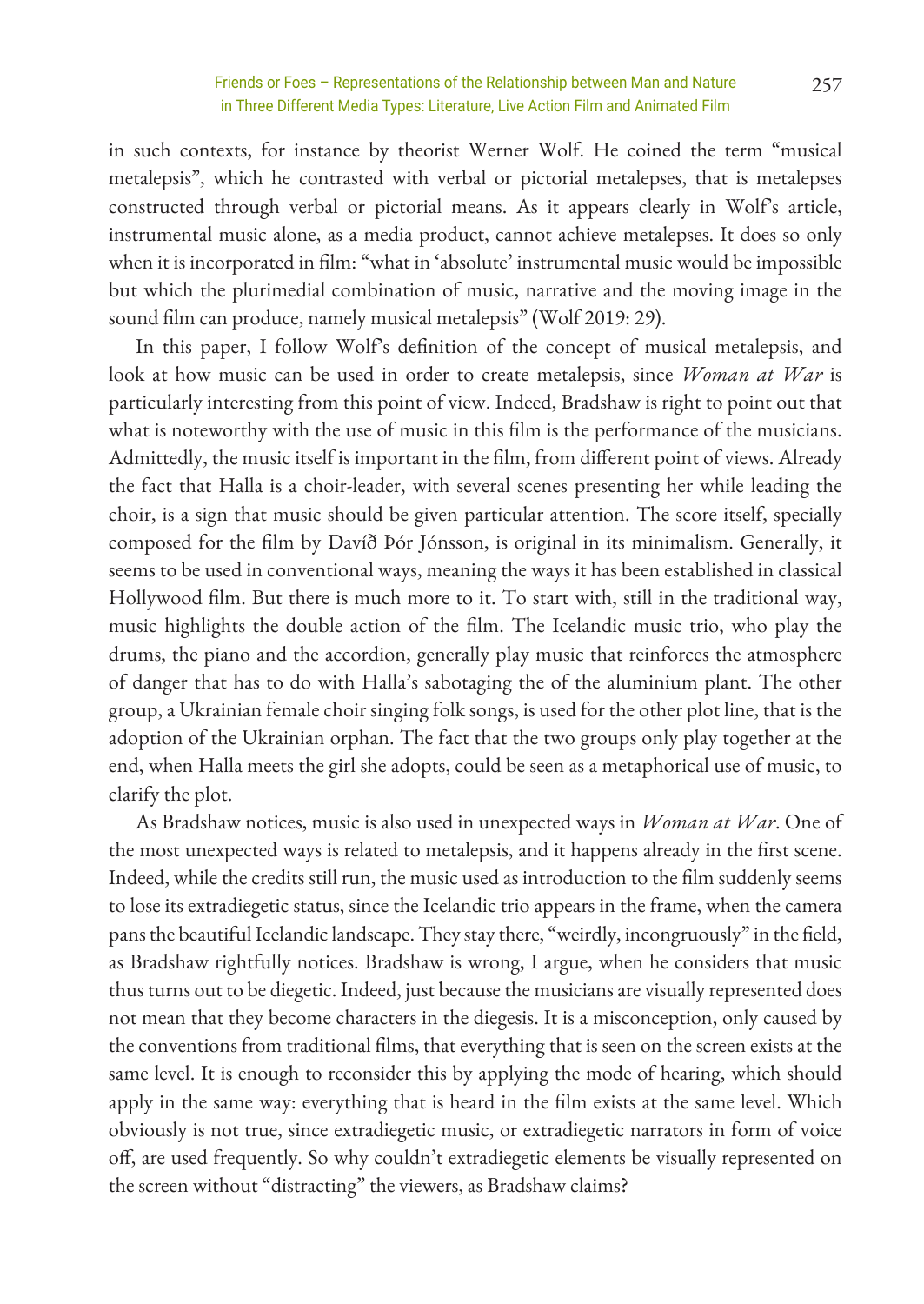in such contexts, for instance by theorist Werner Wolf. He coined the term "musical metalepsis", which he contrasted with verbal or pictorial metalepses, that is metalepses constructed through verbal or pictorial means. As it appears clearly in Wolf's article, instrumental music alone, as a media product, cannot achieve metalepses. It does so only when it is incorporated in film: "what in 'absolute' instrumental music would be impossible but which the plurimedial combination of music, narrative and the moving image in the sound film can produce, namely musical metalepsis" (Wolf 2019: 29).

In this paper, I follow Wolf's definition of the concept of musical metalepsis, and look at how music can be used in order to create metalepsis, since *Woman at War* is particularly interesting from this point of view. Indeed, Bradshaw is right to point out that what is noteworthy with the use of music in this film is the performance of the musicians. Admittedly, the music itself is important in the film, from different point of views. Already the fact that Halla is a choir-leader, with several scenes presenting her while leading the choir, is a sign that music should be given particular attention. The score itself, specially composed for the film by Davíð Þór Jónsson, is original in its minimalism. Generally, it seems to be used in conventional ways, meaning the ways it has been established in classical Hollywood film. But there is much more to it. To start with, still in the traditional way, music highlights the double action of the film. The Icelandic music trio, who play the drums, the piano and the accordion, generally play music that reinforces the atmosphere of danger that has to do with Halla's sabotaging the of the aluminium plant. The other group, a Ukrainian female choir singing folk songs, is used for the other plot line, that is the adoption of the Ukrainian orphan. The fact that the two groups only play together at the end, when Halla meets the girl she adopts, could be seen as a metaphorical use of music, to clarify the plot.

As Bradshaw notices, music is also used in unexpected ways in *Woman at War*. One of the most unexpected ways is related to metalepsis, and it happens already in the first scene. Indeed, while the credits still run, the music used as introduction to the film suddenly seems to lose its extradiegetic status, since the Icelandic trio appears in the frame, when the camera pans the beautiful Icelandic landscape. They stay there, "weirdly, incongruously" in the field, as Bradshaw rightfully notices. Bradshaw is wrong, I argue, when he considers that music thus turns out to be diegetic. Indeed, just because the musicians are visually represented does not mean that they become characters in the diegesis. It is a misconception, only caused by the conventions from traditional films, that everything that is seen on the screen exists at the same level. It is enough to reconsider this by applying the mode of hearing, which should apply in the same way: everything that is heard in the film exists at the same level. Which obviously is not true, since extradiegetic music, or extradiegetic narrators in form of voice off, are used frequently. So why couldn't extradiegetic elements be visually represented on the screen without "distracting" the viewers, as Bradshaw claims?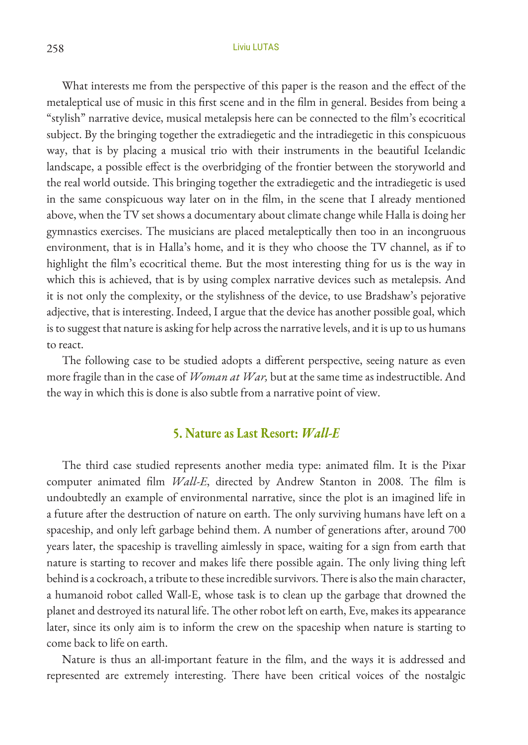What interests me from the perspective of this paper is the reason and the effect of the metaleptical use of music in this first scene and in the film in general. Besides from being a "stylish" narrative device, musical metalepsis here can be connected to the film's ecocritical subject. By the bringing together the extradiegetic and the intradiegetic in this conspicuous way, that is by placing a musical trio with their instruments in the beautiful Icelandic landscape, a possible effect is the overbridging of the frontier between the storyworld and the real world outside. This bringing together the extradiegetic and the intradiegetic is used in the same conspicuous way later on in the film, in the scene that I already mentioned above, when the TV set shows a documentary about climate change while Halla is doing her gymnastics exercises. The musicians are placed metaleptically then too in an incongruous environment, that is in Halla's home, and it is they who choose the TV channel, as if to highlight the film's ecocritical theme. But the most interesting thing for us is the way in which this is achieved, that is by using complex narrative devices such as metalepsis. And it is not only the complexity, or the stylishness of the device, to use Bradshaw's pejorative adjective, that is interesting. Indeed, I argue that the device has another possible goal, which is to suggest that nature is asking for help across the narrative levels, and it is up to us humans to react.

The following case to be studied adopts a different perspective, seeing nature as even more fragile than in the case of *Woman at War,* but at the same time as indestructible. And the way in which this is done is also subtle from a narrative point of view.

## 5. Nature as Last Resort: *Wall-E*

The third case studied represents another media type: animated film. It is the Pixar computer animated film *Wall-E*, directed by Andrew Stanton in 2008. The film is undoubtedly an example of environmental narrative, since the plot is an imagined life in a future after the destruction of nature on earth. The only surviving humans have left on a spaceship, and only left garbage behind them. A number of generations after, around 700 years later, the spaceship is travelling aimlessly in space, waiting for a sign from earth that nature is starting to recover and makes life there possible again. The only living thing left behind is a cockroach, a tribute to these incredible survivors. There is also the main character, a humanoid robot called Wall-E, whose task is to clean up the garbage that drowned the planet and destroyed its natural life. The other robot left on earth, Eve, makes its appearance later, since its only aim is to inform the crew on the spaceship when nature is starting to come back to life on earth.

Nature is thus an all-important feature in the film, and the ways it is addressed and represented are extremely interesting. There have been critical voices of the nostalgic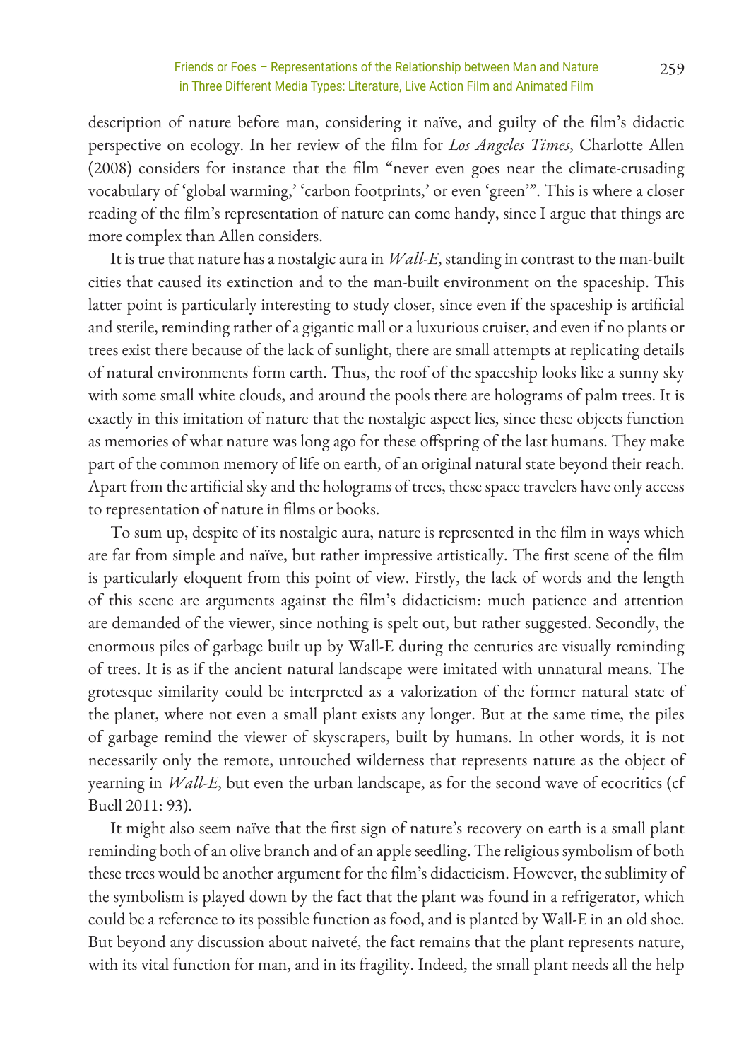description of nature before man, considering it naïve, and guilty of the film's didactic perspective on ecology. In her review of the film for *Los Angeles Times*, Charlotte Allen (2008) considers for instance that the film "never even goes near the climate-crusading vocabulary of 'global warming,' 'carbon footprints,' or even 'green'". This is where a closer reading of the film's representation of nature can come handy, since I argue that things are more complex than Allen considers.

It is true that nature has a nostalgic aura in *Wall-E*, standing in contrast to the man-built cities that caused its extinction and to the man-built environment on the spaceship. This latter point is particularly interesting to study closer, since even if the spaceship is artificial and sterile, reminding rather of a gigantic mall or a luxurious cruiser, and even if no plants or trees exist there because of the lack of sunlight, there are small attempts at replicating details of natural environments form earth. Thus, the roof of the spaceship looks like a sunny sky with some small white clouds, and around the pools there are holograms of palm trees. It is exactly in this imitation of nature that the nostalgic aspect lies, since these objects function as memories of what nature was long ago for these offspring of the last humans. They make part of the common memory of life on earth, of an original natural state beyond their reach. Apart from the artificial sky and the holograms of trees, these space travelers have only access to representation of nature in films or books.

To sum up, despite of its nostalgic aura, nature is represented in the film in ways which are far from simple and naïve, but rather impressive artistically. The first scene of the film is particularly eloquent from this point of view. Firstly, the lack of words and the length of this scene are arguments against the film's didacticism: much patience and attention are demanded of the viewer, since nothing is spelt out, but rather suggested. Secondly, the enormous piles of garbage built up by Wall-E during the centuries are visually reminding of trees. It is as if the ancient natural landscape were imitated with unnatural means. The grotesque similarity could be interpreted as a valorization of the former natural state of the planet, where not even a small plant exists any longer. But at the same time, the piles of garbage remind the viewer of skyscrapers, built by humans. In other words, it is not necessarily only the remote, untouched wilderness that represents nature as the object of yearning in *Wall-E*, but even the urban landscape, as for the second wave of ecocritics (cf Buell 2011: 93).

It might also seem naïve that the first sign of nature's recovery on earth is a small plant reminding both of an olive branch and of an apple seedling. The religious symbolism of both these trees would be another argument for the film's didacticism. However, the sublimity of the symbolism is played down by the fact that the plant was found in a refrigerator, which could be a reference to its possible function as food, and is planted by Wall-E in an old shoe. But beyond any discussion about naiveté, the fact remains that the plant represents nature, with its vital function for man, and in its fragility. Indeed, the small plant needs all the help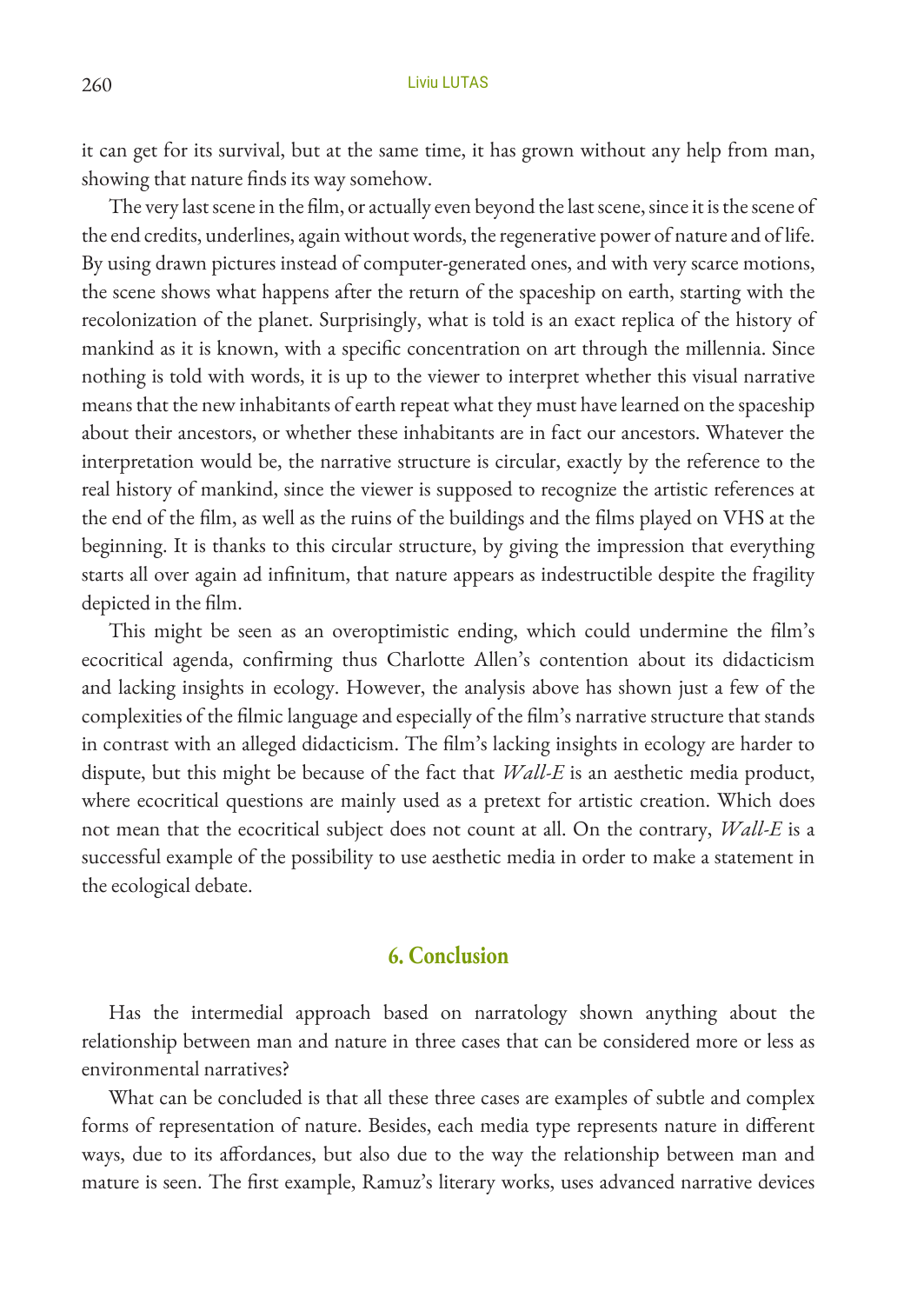it can get for its survival, but at the same time, it has grown without any help from man, showing that nature finds its way somehow.

The very last scene in the film, or actually even beyond the last scene, since it is the scene of the end credits, underlines, again without words, the regenerative power of nature and of life. By using drawn pictures instead of computer-generated ones, and with very scarce motions, the scene shows what happens after the return of the spaceship on earth, starting with the recolonization of the planet. Surprisingly, what is told is an exact replica of the history of mankind as it is known, with a specific concentration on art through the millennia. Since nothing is told with words, it is up to the viewer to interpret whether this visual narrative means that the new inhabitants of earth repeat what they must have learned on the spaceship about their ancestors, or whether these inhabitants are in fact our ancestors. Whatever the interpretation would be, the narrative structure is circular, exactly by the reference to the real history of mankind, since the viewer is supposed to recognize the artistic references at the end of the film, as well as the ruins of the buildings and the films played on VHS at the beginning. It is thanks to this circular structure, by giving the impression that everything starts all over again ad infinitum, that nature appears as indestructible despite the fragility depicted in the film.

This might be seen as an overoptimistic ending, which could undermine the film's ecocritical agenda, confirming thus Charlotte Allen's contention about its didacticism and lacking insights in ecology. However, the analysis above has shown just a few of the complexities of the filmic language and especially of the film's narrative structure that stands in contrast with an alleged didacticism. The film's lacking insights in ecology are harder to dispute, but this might be because of the fact that *Wall-E* is an aesthetic media product, where ecocritical questions are mainly used as a pretext for artistic creation. Which does not mean that the ecocritical subject does not count at all. On the contrary, *Wall-E* is a successful example of the possibility to use aesthetic media in order to make a statement in the ecological debate.

## 6. Conclusion

Has the intermedial approach based on narratology shown anything about the relationship between man and nature in three cases that can be considered more or less as environmental narratives?

What can be concluded is that all these three cases are examples of subtle and complex forms of representation of nature. Besides, each media type represents nature in different ways, due to its affordances, but also due to the way the relationship between man and mature is seen. The first example, Ramuz's literary works, uses advanced narrative devices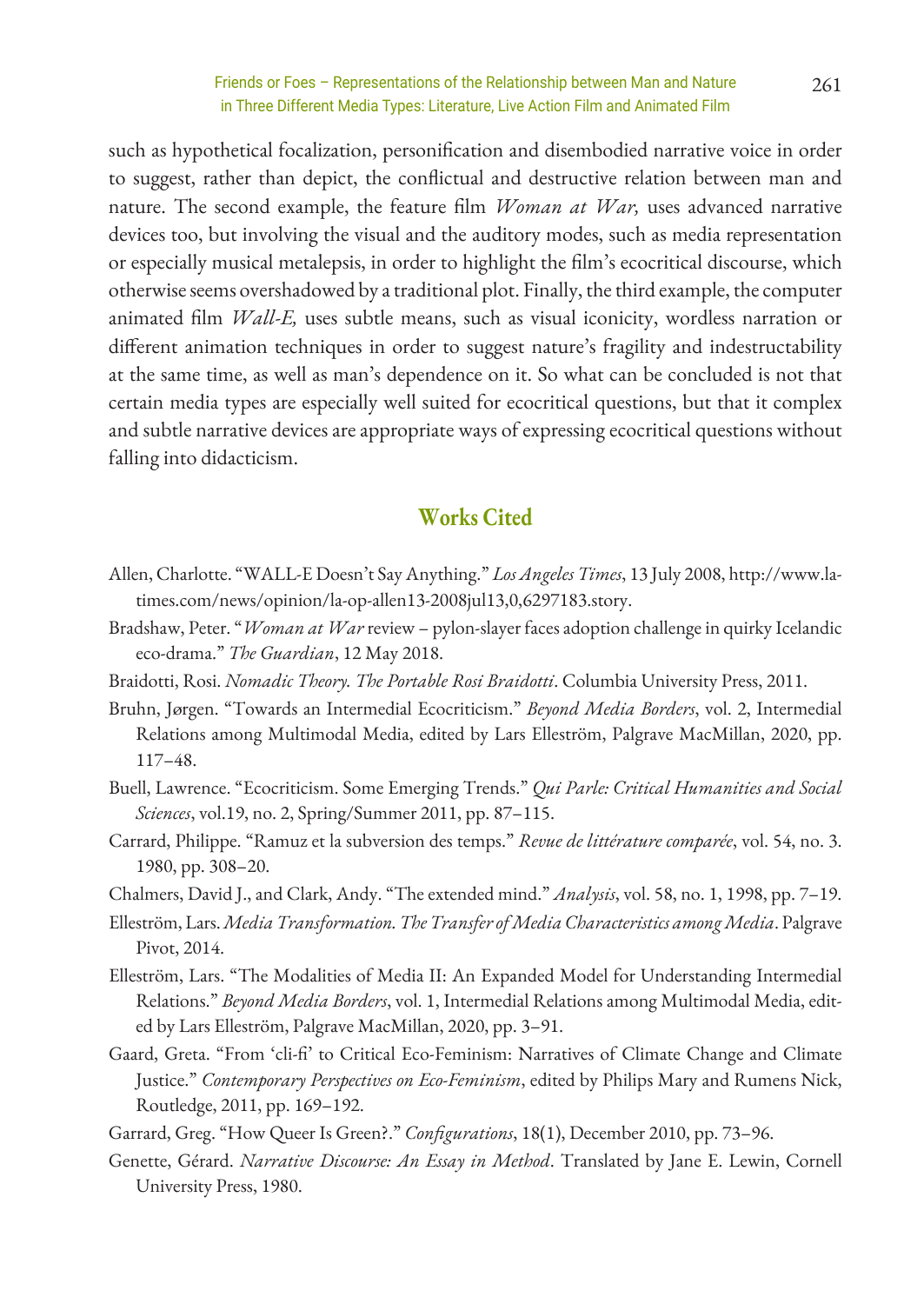such as hypothetical focalization, personification and disembodied narrative voice in order to suggest, rather than depict, the conflictual and destructive relation between man and nature. The second example, the feature film *Woman at War,* uses advanced narrative devices too, but involving the visual and the auditory modes, such as media representation or especially musical metalepsis, in order to highlight the film's ecocritical discourse, which otherwise seems overshadowed by a traditional plot. Finally, the third example, the computer animated film *Wall-E,* uses subtle means, such as visual iconicity, wordless narration or different animation techniques in order to suggest nature's fragility and indestructability at the same time, as well as man's dependence on it. So what can be concluded is not that certain media types are especially well suited for ecocritical questions, but that it complex and subtle narrative devices are appropriate ways of expressing ecocritical questions without falling into didacticism.

## Works Cited

Allen, Charlotte. "WALL-E Doesn't Say Anything." *Los Angeles Times*, 13 July 2008, http://www.latimes.com/news/opinion/la-op-allen13-2008jul13,0,6297183.story.

Bradshaw, Peter. "*Woman at War* review – pylon-slayer faces adoption challenge in quirky Icelandic eco-drama." *The Guardian*, 12 May 2018.

Braidotti, Rosi. *Nomadic Theory. The Portable Rosi Braidotti*. Columbia University Press, 2011.

Bruhn, Jørgen. "Towards an Intermedial Ecocriticism." *Beyond Media Borders*, vol. 2, Intermedial Relations among Multimodal Media, edited by Lars Elleström, Palgrave MacMillan, 2020, pp. 117–48.

Buell, Lawrence. "Ecocriticism. Some Emerging Trends." *Qui Parle: Critical Humanities and Social Sciences*, vol.19, no. 2, Spring/Summer 2011, pp. 87–115.

Carrard, Philippe. "Ramuz et la subversion des temps." *Revue de littérature comparée*, vol. 54, no. 3. 1980, pp. 308–20.

Chalmers, David J., and Clark, Andy. "The extended mind." *Analysis*, vol. 58, no. 1, 1998, pp. 7–19.

Elleström, Lars. *Media Transformation. The Transfer of Media Characteristics among Media*. Palgrave Pivot, 2014.

Elleström, Lars. "The Modalities of Media II: An Expanded Model for Understanding Intermedial Relations." *Beyond Media Borders*, vol. 1, Intermedial Relations among Multimodal Media, edited by Lars Elleström, Palgrave MacMillan, 2020, pp. 3–91.

Gaard, Greta. "From 'cli-fi' to Critical Eco-Feminism: Narratives of Climate Change and Climate Justice." *Contemporary Perspectives on Eco-Feminism*, edited by Philips Mary and Rumens Nick, Routledge, 2011, pp. 169–192.

Garrard, Greg. "How Queer Is Green?." *Configurations*, 18(1), December 2010, pp. 73–96.

Genette, Gérard. *Narrative Discourse: An Essay in Method*. Translated by Jane E. Lewin, Cornell University Press, 1980.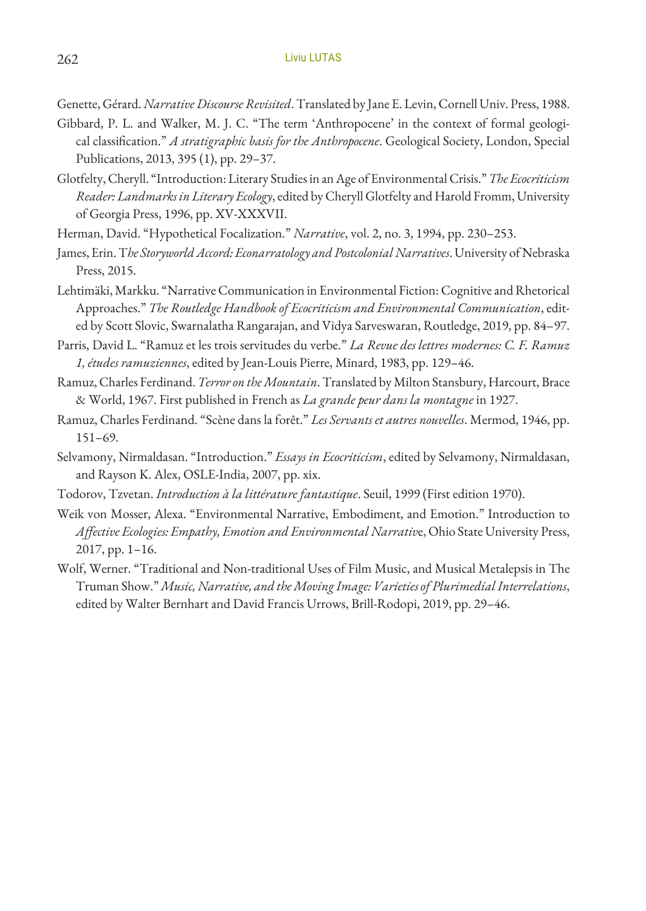Genette, Gérard. *Narrative Discourse Revisited*. Translated by Jane E. Levin, Cornell Univ. Press, 1988.

Gibbard, P. L. and Walker, M. J. C. "The term 'Anthropocene' in the context of formal geological classification." *A stratigraphic basis for the Anthropocene*. Geological Society, London, Special Publications, 2013, 395 (1), pp. 29–37.

Glotfelty, Cheryll. "Introduction: Literary Studies in an Age of Environmental Crisis." *The Ecocriticism Reader: Landmarks in Literary Ecology*, edited by Cheryll Glotfelty and Harold Fromm, University of Georgia Press, 1996, pp. XV-XXXVII.

Herman, David. "Hypothetical Focalization." *Narrative*, vol. 2, no. 3, 1994, pp. 230–253.

James, Erin. T*he Storyworld Accord: Econarratology and Postcolonial Narratives*. University of Nebraska Press, 2015.

Lehtimäki, Markku. "Narrative Communication in Environmental Fiction: Cognitive and Rhetorical Approaches." *The Routledge Handbook of Ecocriticism and Environmental Communication*, edited by Scott Slovic, Swarnalatha Rangarajan, and Vidya Sarveswaran, Routledge, 2019, pp. 84–97.

Parris, David L. "Ramuz et les trois servitudes du verbe." *La Revue des lettres modernes: C. F. Ramuz 1, études ramuziennes*, edited by Jean-Louis Pierre, Minard, 1983, pp. 129–46.

Ramuz, Charles Ferdinand. *Terror on the Mountain*. Translated by Milton Stansbury, Harcourt, Brace & World, 1967. First published in French as *La grande peur dans la montagne* in 1927.

Ramuz, Charles Ferdinand. "Scène dans la forêt." *Les Servants et autres nouvelles*. Mermod, 1946, pp. 151–69.

Selvamony, Nirmaldasan. "Introduction." *Essays in Ecocriticism*, edited by Selvamony, Nirmaldasan, and Rayson K. Alex, OSLE-India, 2007, pp. xix.

Todorov, Tzvetan. *Introduction à la littérature fantastique*. Seuil, 1999 (First edition 1970).

Weik von Mosser, Alexa. "Environmental Narrative, Embodiment, and Emotion." Introduction to *Affective Ecologies: Empathy, Emotion and Environmental Narrativ*e, Ohio State University Press, 2017, pp. 1–16.

Wolf, Werner. "Traditional and Non-traditional Uses of Film Music, and Musical Metalepsis in The Truman Show." *Music, Narrative, and the Moving Image: Varieties of Plurimedial Interrelations*, edited by Walter Bernhart and David Francis Urrows, Brill-Rodopi, 2019, pp. 29–46.